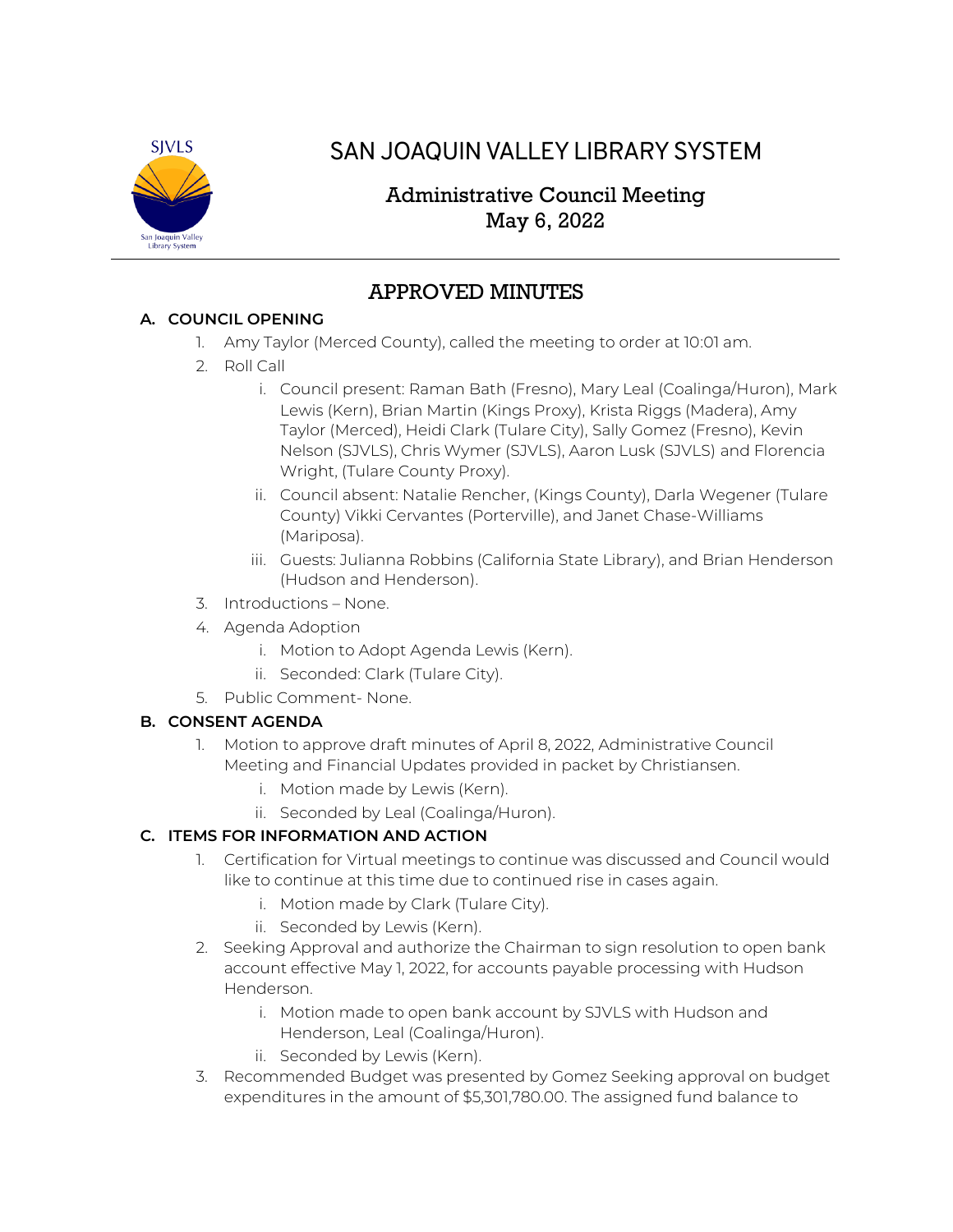# SAN JOAQUIN VALLEY LIBRARY SYSTEM

## Administrative Council Meeting
## May 6, 2022

## APPROVED MINUTES

**A. COUNCIL OPENING**

1. Amy Taylor (Merced County), called the meeting to order at 10:01 am.
2. Roll Call
   i. Council present: Raman Bath (Fresno), Mary Leal (Coalinga/Huron), Mark Lewis (Kern), Brian Martin (Kings Proxy), Krista Riggs (Madera), Amy Taylor (Merced), Heidi Clark (Tulare City), Sally Gomez (Fresno), Kevin Nelson (SJVLS), Chris Wymer (SJVLS), Aaron Lusk (SJVLS) and Florencia Wright, (Tulare County Proxy).
   ii. Council absent: Natalie Rencher, (Kings County), Darla Wegener (Tulare County) Vikki Cervantes (Porterville), and Janet Chase-Williams (Mariposa).
   iii. Guests: Julianna Robbins (California State Library), and Brian Henderson (Hudson and Henderson).
3. Introductions – None.
4. Agenda Adoption
   i. Motion to Adopt Agenda Lewis (Kern).
   ii. Seconded: Clark (Tulare City).
5. Public Comment- None.

**B. CONSENT AGENDA**

1. Motion to approve draft minutes of April 8, 2022, Administrative Council Meeting and Financial Updates provided in packet by Christiansen.
   i. Motion made by Lewis (Kern).
   ii. Seconded by Leal (Coalinga/Huron).

**C. ITEMS FOR INFORMATION AND ACTION**

1. Certification for Virtual meetings to continue was discussed and Council would like to continue at this time due to continued rise in cases again.
   i. Motion made by Clark (Tulare City).
   ii. Seconded by Lewis (Kern).
2. Seeking Approval and authorize the Chairman to sign resolution to open bank account effective May 1, 2022, for accounts payable processing with Hudson Henderson.
   i. Motion made to open bank account by SJVLS with Hudson and Henderson, Leal (Coalinga/Huron).
   ii. Seconded by Lewis (Kern).
3. Recommended Budget was presented by Gomez Seeking approval on budget expenditures in the amount of $5,301,780.00. The assigned fund balance to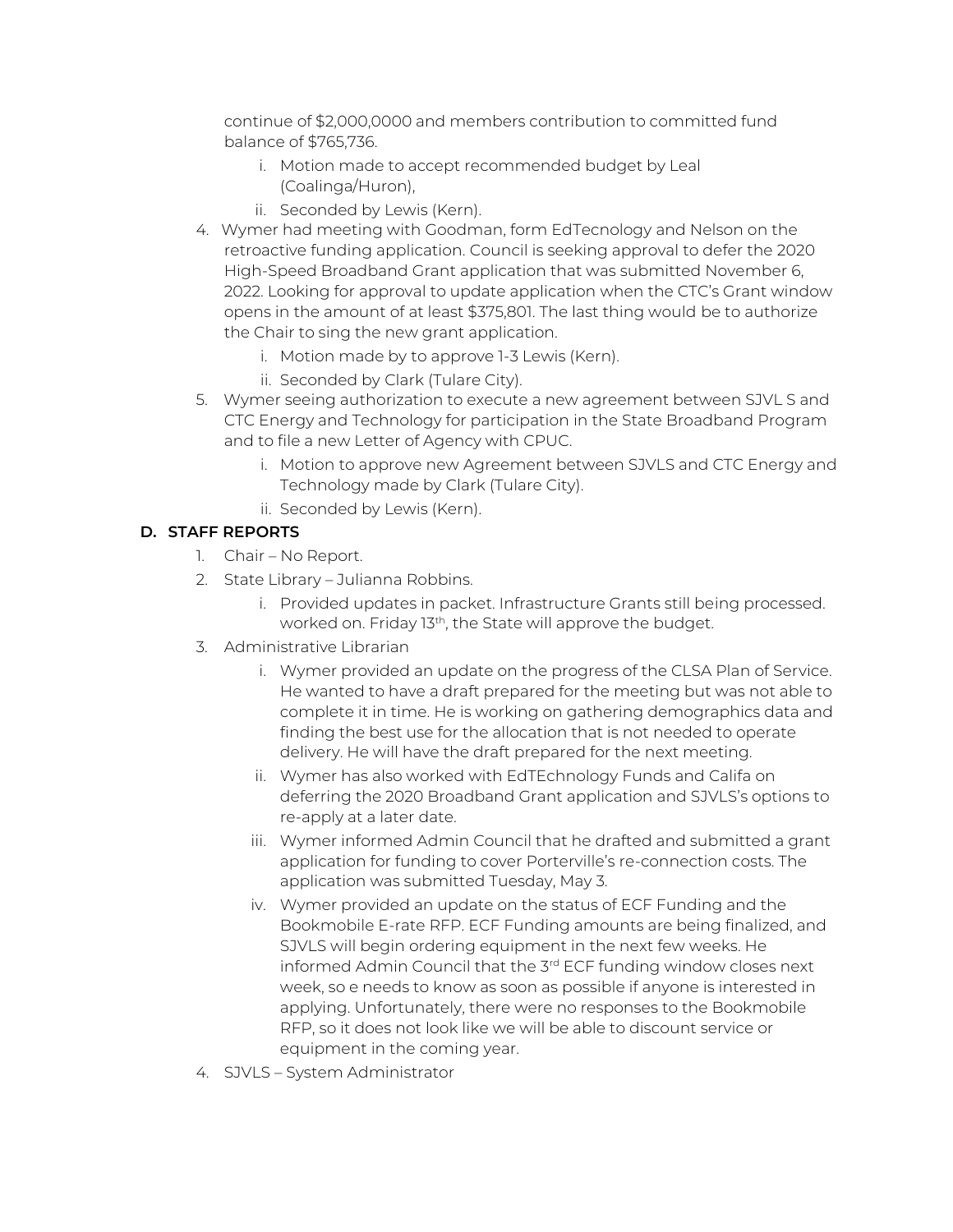continue of $2,000,0000 and members contribution to committed fund balance of $765,736.

   i. Motion made to accept recommended budget by Leal (Coalinga/Huron),
   ii. Seconded by Lewis (Kern).

4. Wymer had meeting with Goodman, form EdTecnology and Nelson on the retroactive funding application. Council is seeking approval to defer the 2020 High-Speed Broadband Grant application that was submitted November 6, 2022. Looking for approval to update application when the CTC's Grant window opens in the amount of at least $375,801. The last thing would be to authorize the Chair to sing the new grant application.
   i. Motion made by to approve 1-3 Lewis (Kern).
   ii. Seconded by Clark (Tulare City).
5. Wymer seeing authorization to execute a new agreement between SJVL S and CTC Energy and Technology for participation in the State Broadband Program and to file a new Letter of Agency with CPUC.
   i. Motion to approve new Agreement between SJVLS and CTC Energy and Technology made by Clark (Tulare City).
   ii. Seconded by Lewis (Kern).

## D. STAFF REPORTS

1. Chair – No Report.
2. State Library – Julianna Robbins.
   i. Provided updates in packet. Infrastructure Grants still being processed. worked on. Friday 13th, the State will approve the budget.
3. Administrative Librarian
   i. Wymer provided an update on the progress of the CLSA Plan of Service. He wanted to have a draft prepared for the meeting but was not able to complete it in time. He is working on gathering demographics data and finding the best use for the allocation that is not needed to operate delivery. He will have the draft prepared for the next meeting.
   ii. Wymer has also worked with EdTEchnology Funds and Califa on deferring the 2020 Broadband Grant application and SJVLS's options to re-apply at a later date.
   iii. Wymer informed Admin Council that he drafted and submitted a grant application for funding to cover Porterville's re-connection costs. The application was submitted Tuesday, May 3.
   iv. Wymer provided an update on the status of ECF Funding and the Bookmobile E-rate RFP. ECF Funding amounts are being finalized, and SJVLS will begin ordering equipment in the next few weeks. He informed Admin Council that the 3rd ECF funding window closes next week, so e needs to know as soon as possible if anyone is interested in applying. Unfortunately, there were no responses to the Bookmobile RFP, so it does not look like we will be able to discount service or equipment in the coming year.
4. SJVLS – System Administrator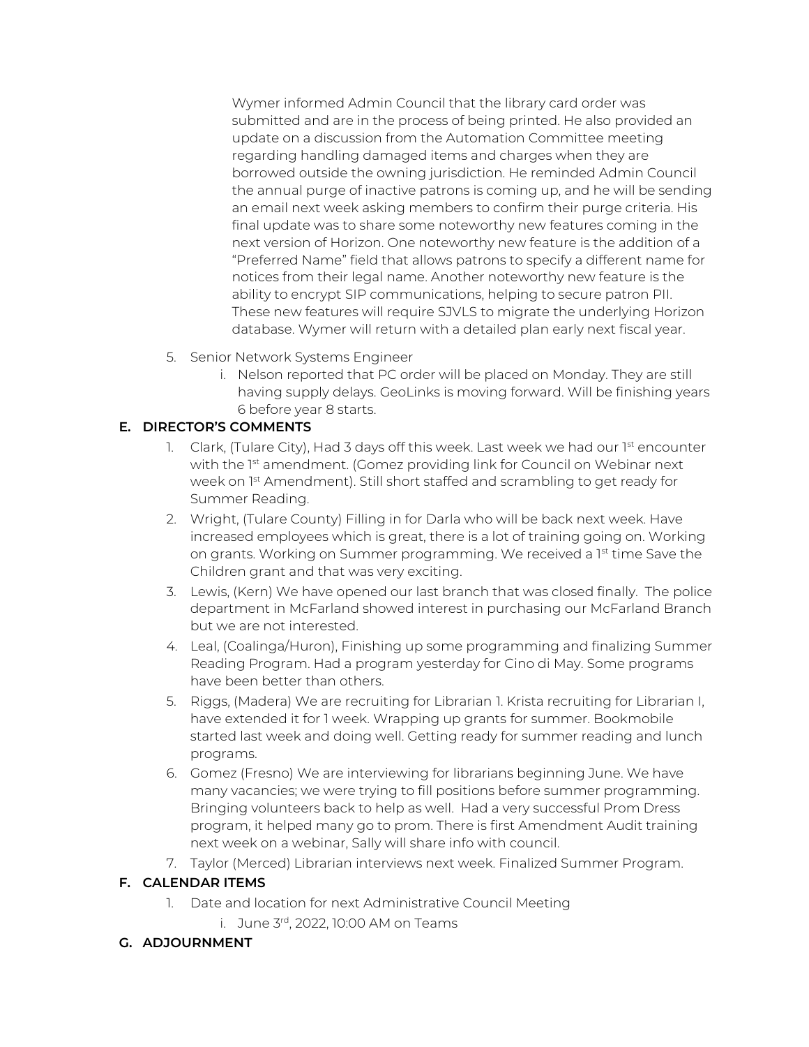Wymer informed Admin Council that the library card order was submitted and are in the process of being printed. He also provided an update on a discussion from the Automation Committee meeting regarding handling damaged items and charges when they are borrowed outside the owning jurisdiction. He reminded Admin Council the annual purge of inactive patrons is coming up, and he will be sending an email next week asking members to confirm their purge criteria. His final update was to share some noteworthy new features coming in the next version of Horizon. One noteworthy new feature is the addition of a "Preferred Name" field that allows patrons to specify a different name for notices from their legal name. Another noteworthy new feature is the ability to encrypt SIP communications, helping to secure patron PII. These new features will require SJVLS to migrate the underlying Horizon database. Wymer will return with a detailed plan early next fiscal year.

5. Senior Network Systems Engineer
   i. Nelson reported that PC order will be placed on Monday. They are still having supply delays. GeoLinks is moving forward. Will be finishing years 6 before year 8 starts.

## E. DIRECTOR'S COMMENTS

1. Clark, (Tulare City), Had 3 days off this week. Last week we had our 1st encounter with the 1st amendment. (Gomez providing link for Council on Webinar next week on 1st Amendment). Still short staffed and scrambling to get ready for Summer Reading.
2. Wright, (Tulare County) Filling in for Darla who will be back next week. Have increased employees which is great, there is a lot of training going on. Working on grants. Working on Summer programming. We received a 1st time Save the Children grant and that was very exciting.
3. Lewis, (Kern) We have opened our last branch that was closed finally. The police department in McFarland showed interest in purchasing our McFarland Branch but we are not interested.
4. Leal, (Coalinga/Huron), Finishing up some programming and finalizing Summer Reading Program. Had a program yesterday for Cino di May. Some programs have been better than others.
5. Riggs, (Madera) We are recruiting for Librarian 1. Krista recruiting for Librarian I, have extended it for 1 week. Wrapping up grants for summer. Bookmobile started last week and doing well. Getting ready for summer reading and lunch programs.
6. Gomez (Fresno) We are interviewing for librarians beginning June. We have many vacancies; we were trying to fill positions before summer programming. Bringing volunteers back to help as well. Had a very successful Prom Dress program, it helped many go to prom. There is first Amendment Audit training next week on a webinar, Sally will share info with council.
7. Taylor (Merced) Librarian interviews next week. Finalized Summer Program.

## F. CALENDAR ITEMS

1. Date and location for next Administrative Council Meeting
   i. June 3rd, 2022, 10:00 AM on Teams

## G. ADJOURNMENT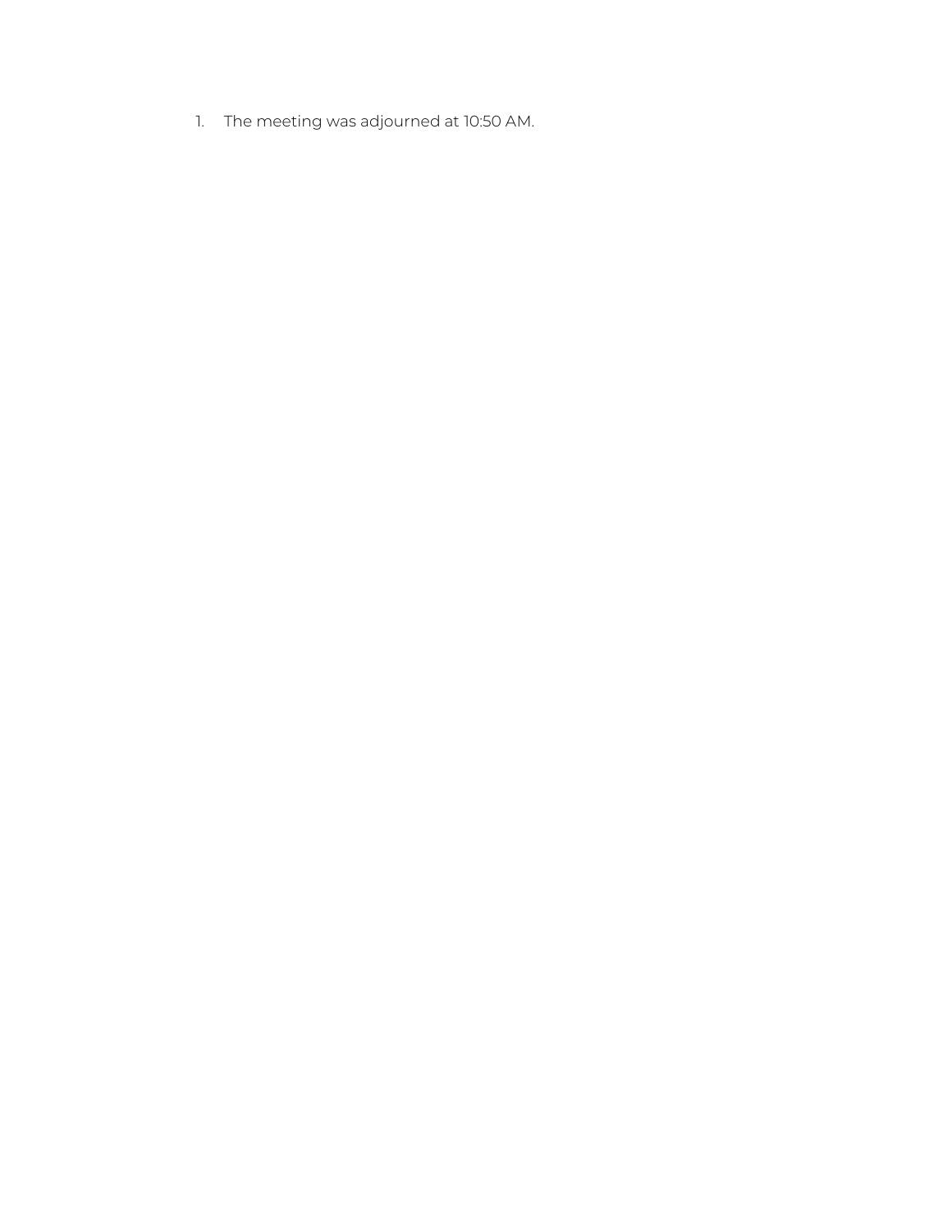1. The meeting was adjourned at 10:50 AM.